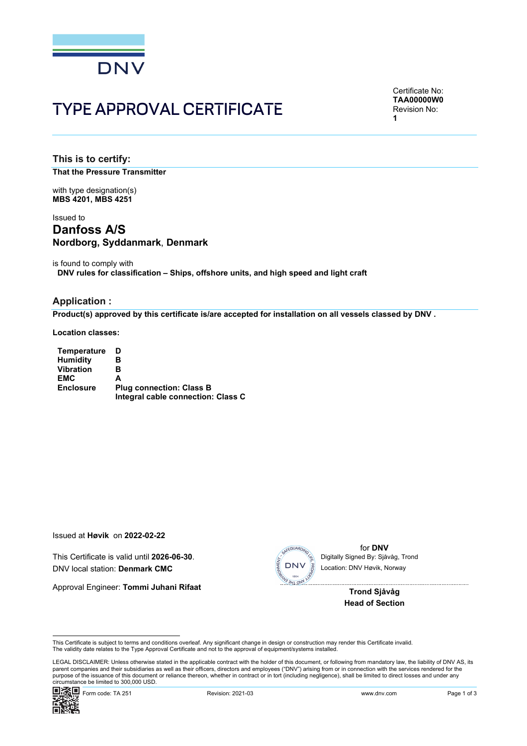DNV

# TYPE APPROVAL CERTIFICATE

Certificate No:
**TAA00000W0**
Revision No:
**1**

## This is to certify:

**That the Pressure Transmitter**

with type designation(s)
**MBS 4201, MBS 4251**

Issued to

## Danfoss A/S
### Nordborg, Syddanmark, Denmark

is found to comply with
**DNV rules for classification – Ships, offshore units, and high speed and light craft**

## Application :

**Product(s) approved by this certificate is/are accepted for installation on all vessels classed by DNV .**

**Location classes:**

| | |
|---|---|
| **Temperature** | **D** |
| **Humidity** | **B** |
| **Vibration** | **B** |
| **EMC** | **A** |
| **Enclosure** | **Plug connection: Class B**<br>**Integral cable connection: Class C** |

Issued at **Høvik** on **2022-02-22**

This Certificate is valid until **2026-06-30**.
DNV local station: **Denmark CMC**

Approval Engineer: **Tommi Juhani Rifaat**

for **DNV**
Digitally Signed By: Sjåvåg, Trond
Location: DNV Høvik, Norway

**Trond Sjåvåg**
**Head of Section**

This Certificate is subject to terms and conditions overleaf. Any significant change in design or construction may render this Certificate invalid.
The validity date relates to the Type Approval Certificate and not to the approval of equipment/systems installed.

LEGAL DISCLAIMER: Unless otherwise stated in the applicable contract with the holder of this document, or following from mandatory law, the liability of DNV AS, its parent companies and their subsidiaries as well as their officers, directors and employees ("DNV") arising from or in connection with the services rendered for the purpose of the issuance of this document or reliance thereon, whether in contract or in tort (including negligence), shall be limited to direct losses and under any circumstance be limited to 300,000 USD.

Form code: TA 251 Revision: 2021-03 www.dnv.com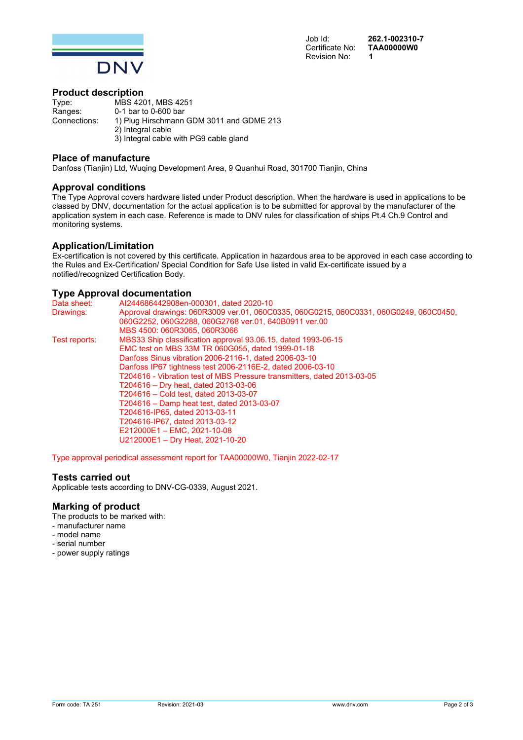Job Id: **262.1-002310-7**
Certificate No: **TAA00000W0**
Revision No: **1**

## Product description

Type: MBS 4201, MBS 4251
Ranges: 0-1 bar to 0-600 bar
Connections: 1) Plug Hirschmann GDM 3011 and GDME 213
2) Integral cable
3) Integral cable with PG9 cable gland

## Place of manufacture

Danfoss (Tianjin) Ltd, Wuqing Development Area, 9 Quanhui Road, 301700 Tianjin, China

## Approval conditions

The Type Approval covers hardware listed under Product description. When the hardware is used in applications to be classed by DNV, documentation for the actual application is to be submitted for approval by the manufacturer of the application system in each case. Reference is made to DNV rules for classification of ships Pt.4 Ch.9 Control and monitoring systems.

## Application/Limitation

Ex-certification is not covered by this certificate. Application in hazardous area to be approved in each case according to the Rules and Ex-Certification/ Special Condition for Safe Use listed in valid Ex-certificate issued by a notified/recognized Certification Body.

## Type Approval documentation

Data sheet: AI244686442908en-000301, dated 2020-10

Drawings: Approval drawings: 060R3009 ver.01, 060C0335, 060G0215, 060C0331, 060G0249, 060C0450, 060G2252, 060G2288, 060G2768 ver.01, 640B0911 ver.00
MBS 4500: 060R3065, 060R3066

Test reports: MBS33 Ship classification approval 93.06.15, dated 1993-06-15
EMC test on MBS 33M TR 060G055, dated 1999-01-18
Danfoss Sinus vibration 2006-2116-1, dated 2006-03-10
Danfoss IP67 tightness test 2006-2116E-2, dated 2006-03-10
T204616 - Vibration test of MBS Pressure transmitters, dated 2013-03-05
T204616 – Dry heat, dated 2013-03-06
T204616 – Cold test, dated 2013-03-07
T204616 – Damp heat test, dated 2013-03-07
T204616-IP65, dated 2013-03-11
T204616-IP67, dated 2013-03-12
E212000E1 – EMC, 2021-10-08
U212000E1 – Dry Heat, 2021-10-20

Type approval periodical assessment report for TAA00000W0, Tianjin 2022-02-17

## Tests carried out

Applicable tests according to DNV-CG-0339, August 2021.

## Marking of product

The products to be marked with:
- manufacturer name
- model name
- serial number
- power supply ratings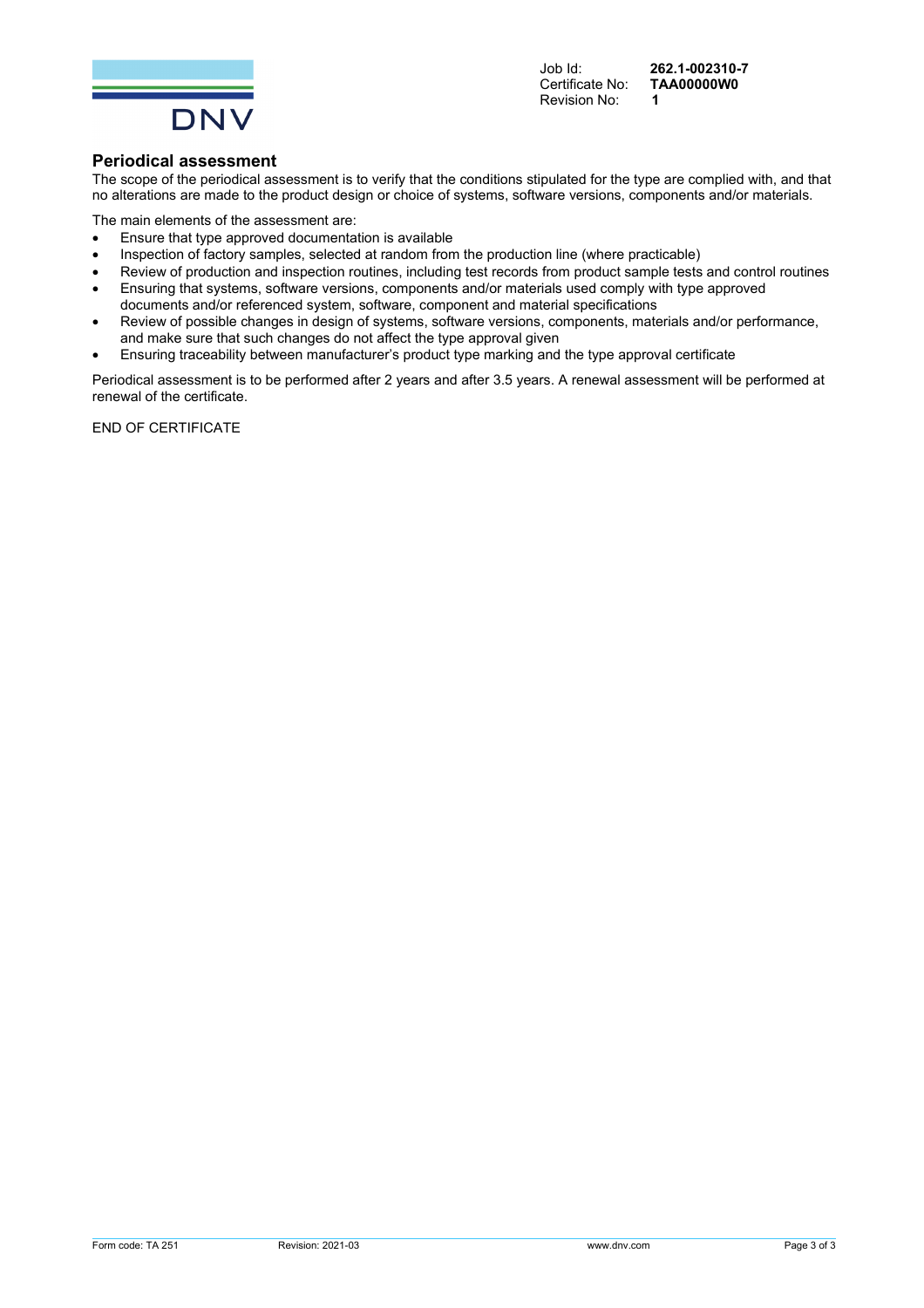## Periodical assessment

The scope of the periodical assessment is to verify that the conditions stipulated for the type are complied with, and that no alterations are made to the product design or choice of systems, software versions, components and/or materials.

The main elements of the assessment are:

- Ensure that type approved documentation is available
- Inspection of factory samples, selected at random from the production line (where practicable)
- Review of production and inspection routines, including test records from product sample tests and control routines
- Ensuring that systems, software versions, components and/or materials used comply with type approved documents and/or referenced system, software, component and material specifications
- Review of possible changes in design of systems, software versions, components, materials and/or performance, and make sure that such changes do not affect the type approval given
- Ensuring traceability between manufacturer's product type marking and the type approval certificate

Periodical assessment is to be performed after 2 years and after 3.5 years. A renewal assessment will be performed at renewal of the certificate.

END OF CERTIFICATE